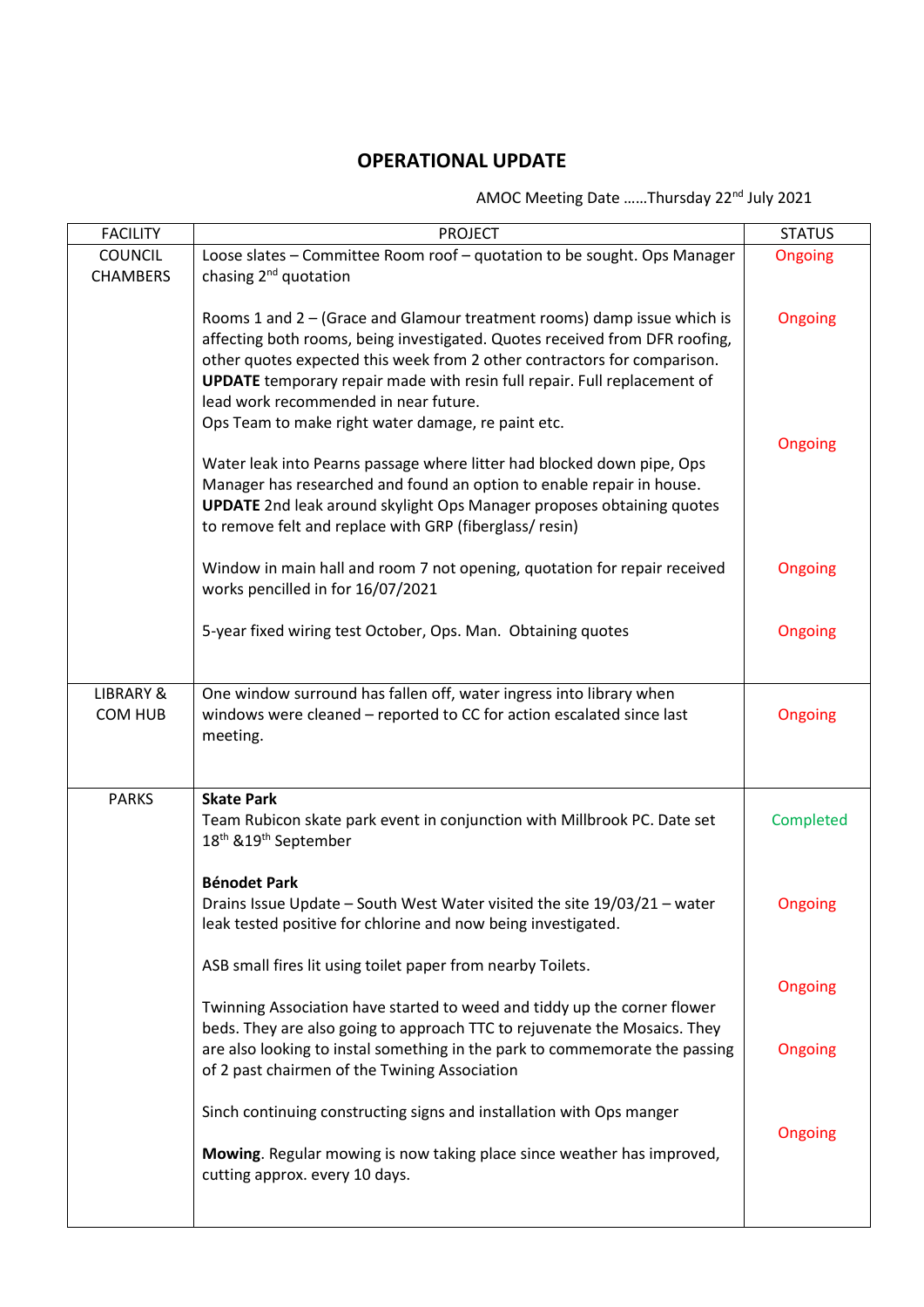# OPERATIONAL UPDATE

AMOC Meeting Date ……Thursday 22nd July 2021

| FACILITY | PROJECT | STATUS |
|---|---|---|
| COUNCIL CHAMBERS | Loose slates – Committee Room roof – quotation to be sought. Ops Manager chasing 2nd quotation | Ongoing |
| | Rooms 1 and 2 – (Grace and Glamour treatment rooms) damp issue which is affecting both rooms, being investigated. Quotes received from DFR roofing, other quotes expected this week from 2 other contractors for comparison. **UPDATE** temporary repair made with resin full repair. Full replacement of lead work recommended in near future. Ops Team to make right water damage, re paint etc. | Ongoing |
| | Water leak into Pearns passage where litter had blocked down pipe, Ops Manager has researched and found an option to enable repair in house. **UPDATE** 2nd leak around skylight Ops Manager proposes obtaining quotes to remove felt and replace with GRP (fiberglass/ resin) | Ongoing |
| | Window in main hall and room 7 not opening, quotation for repair received works pencilled in for 16/07/2021 | Ongoing |
| | 5-year fixed wiring test October, Ops. Man. Obtaining quotes | Ongoing |
| LIBRARY & COM HUB | One window surround has fallen off, water ingress into library when windows were cleaned – reported to CC for action escalated since last meeting. | Ongoing |
| PARKS | **Skate Park** Team Rubicon skate park event in conjunction with Millbrook PC. Date set 18th &19th September | Completed |
| | **Bénodet Park** Drains Issue Update – South West Water visited the site 19/03/21 – water leak tested positive for chlorine and now being investigated. | Ongoing |
| | ASB small fires lit using toilet paper from nearby Toilets. | Ongoing |
| | Twinning Association have started to weed and tiddy up the corner flower beds. They are also going to approach TTC to rejuvenate the Mosaics. They are also looking to instal something in the park to commemorate the passing of 2 past chairmen of the Twining Association | Ongoing |
| | Sinch continuing constructing signs and installation with Ops manger | Ongoing |
| | **Mowing**. Regular mowing is now taking place since weather has improved, cutting approx. every 10 days. | |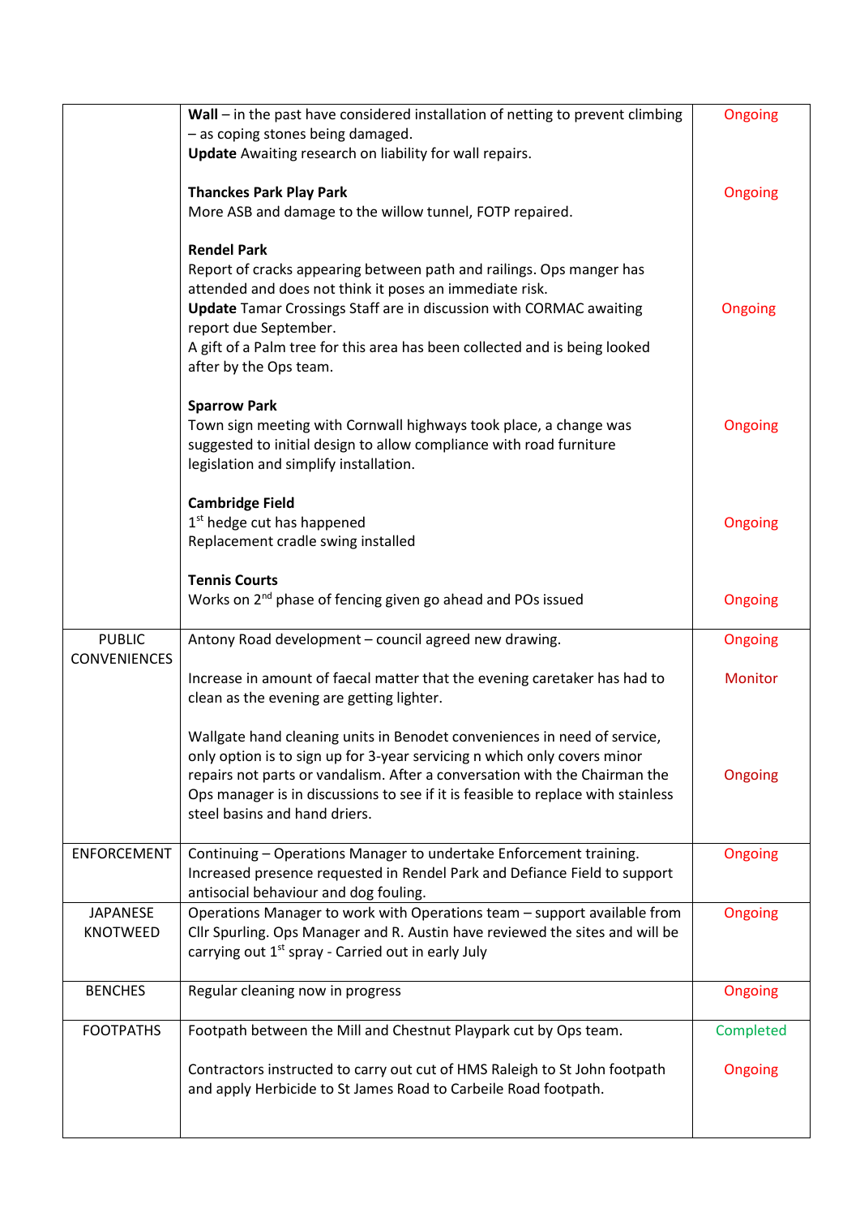| | | |
|---|---|---|
| | **Wall** – in the past have considered installation of netting to prevent climbing – as coping stones being damaged.<br>**Update** Awaiting research on liability for wall repairs.<br><br>**Thanckes Park Play Park**<br>More ASB and damage to the willow tunnel, FOTP repaired.<br><br>**Rendel Park**<br>Report of cracks appearing between path and railings. Ops manger has attended and does not think it poses an immediate risk.<br>**Update** Tamar Crossings Staff are in discussion with CORMAC awaiting report due September.<br>A gift of a Palm tree for this area has been collected and is being looked after by the Ops team.<br><br>**Sparrow Park**<br>Town sign meeting with Cornwall highways took place, a change was suggested to initial design to allow compliance with road furniture legislation and simplify installation.<br><br>**Cambridge Field**<br>1st hedge cut has happened<br>Replacement cradle swing installed<br><br>**Tennis Courts**<br>Works on 2nd phase of fencing given go ahead and POs issued | Ongoing<br><br><br><br>Ongoing<br><br><br><br>Ongoing<br><br><br><br>Ongoing<br><br><br><br>Ongoing<br><br><br><br>Ongoing |
| PUBLIC CONVENIENCES | Antony Road development – council agreed new drawing.<br><br>Increase in amount of faecal matter that the evening caretaker has had to clean as the evening are getting lighter.<br><br>Wallgate hand cleaning units in Benodet conveniences in need of service, only option is to sign up for 3-year servicing n which only covers minor repairs not parts or vandalism. After a conversation with the Chairman the Ops manager is in discussions to see if it is feasible to replace with stainless steel basins and hand driers. | Ongoing<br><br>Monitor<br><br><br>Ongoing |
| ENFORCEMENT | Continuing – Operations Manager to undertake Enforcement training.<br>Increased presence requested in Rendel Park and Defiance Field to support antisocial behaviour and dog fouling. | Ongoing |
| JAPANESE KNOTWEED | Operations Manager to work with Operations team – support available from Cllr Spurling. Ops Manager and R. Austin have reviewed the sites and will be carrying out 1st spray - Carried out in early July | Ongoing |
| BENCHES | Regular cleaning now in progress | Ongoing |
| FOOTPATHS | Footpath between the Mill and Chestnut Playpark cut by Ops team.<br><br>Contractors instructed to carry out cut of HMS Raleigh to St John footpath and apply Herbicide to St James Road to Carbeile Road footpath. | Completed<br><br>Ongoing |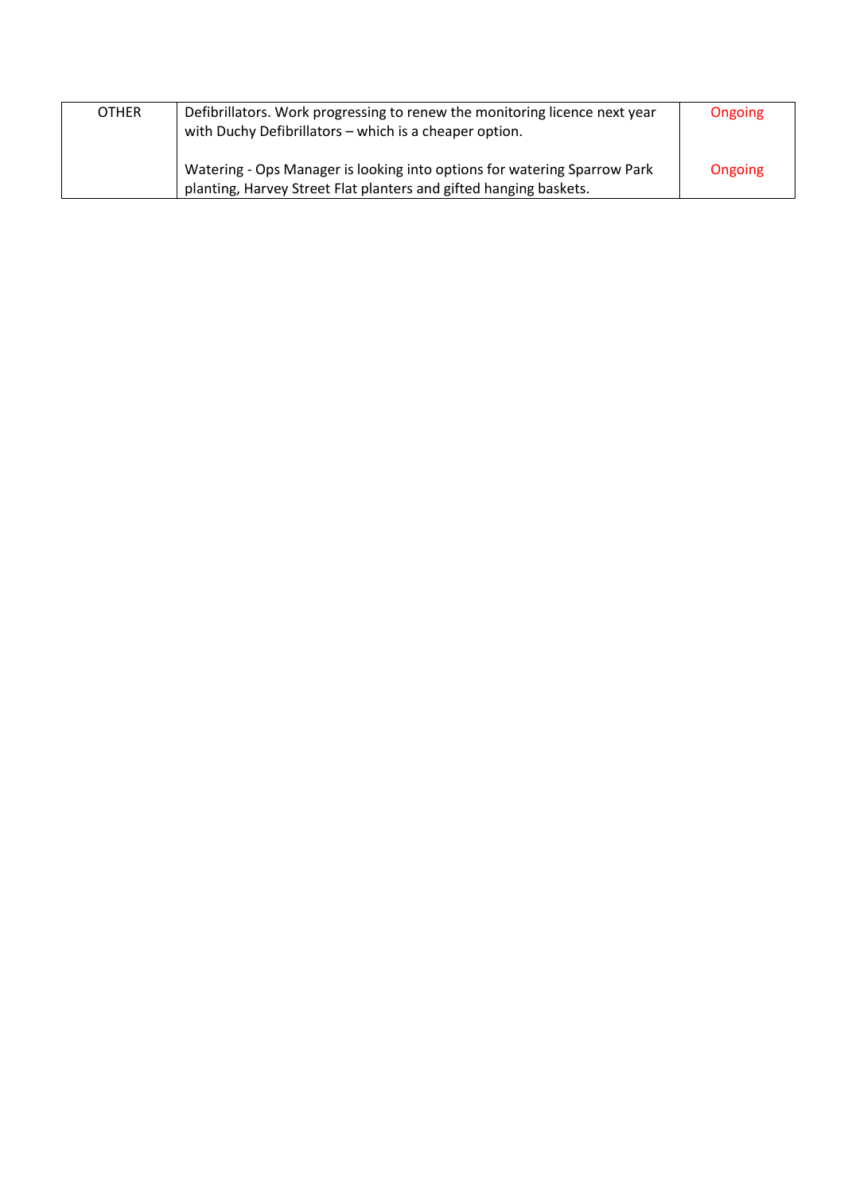| | | |
|---|---|---|
| OTHER | Defibrillators. Work progressing to renew the monitoring licence next year with Duchy Defibrillators – which is a cheaper option. | Ongoing |
| | Watering - Ops Manager is looking into options for watering Sparrow Park planting, Harvey Street Flat planters and gifted hanging baskets. | Ongoing |